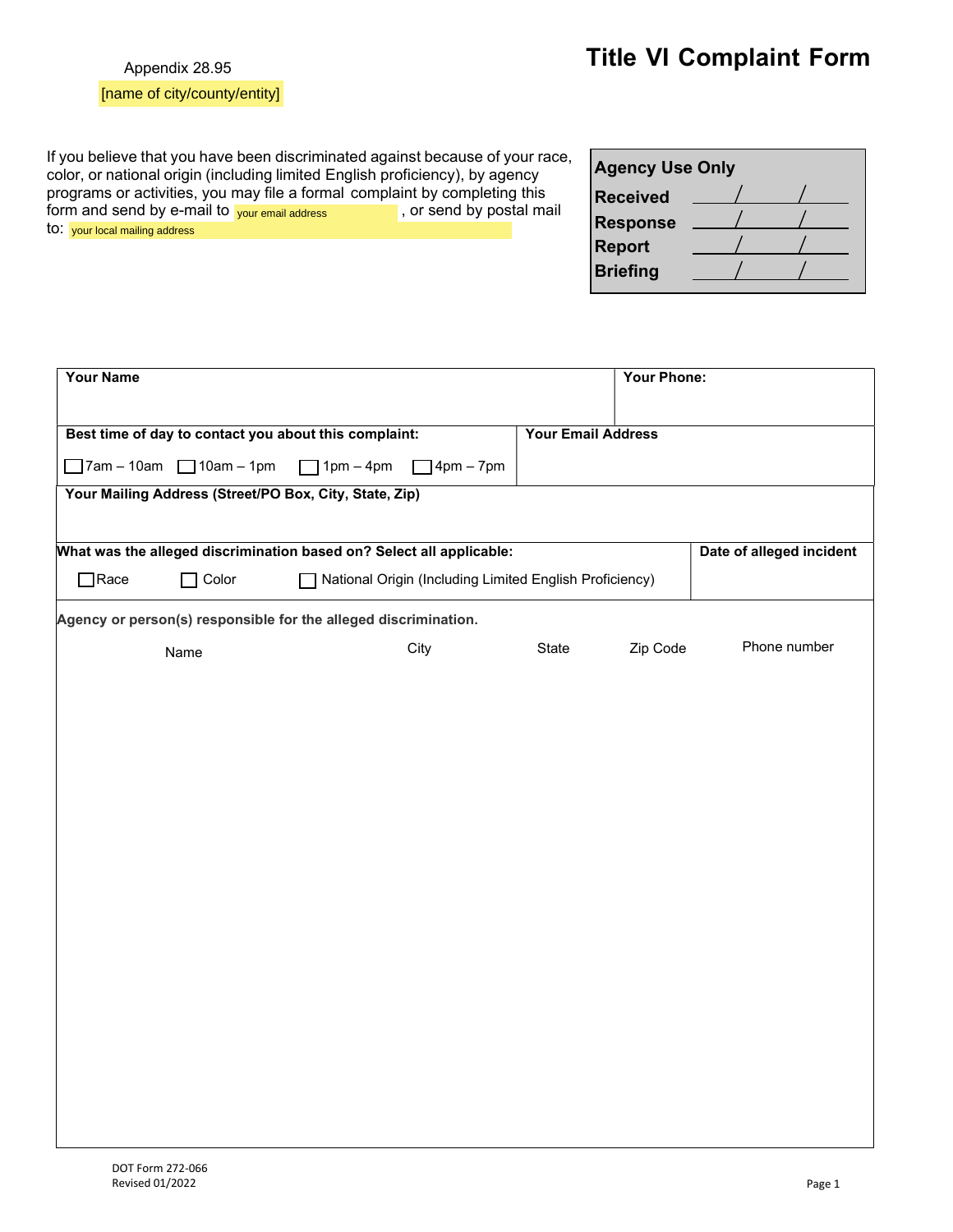Appendix 28.95

[name of city/county/entity]

# Title VI Complaint Form

If you believe that you have been discriminated against because of your race, color, or national origin (including limited English proficiency), by agency programs or activities, you may file a formal complaint by completing this form and send by e-mail to your email address, or send by postal mail to: your local mailing address

| Agency Use Only | |
|---|---|
| Received | / / |
| Response | / / |
| Report | / / |
| Briefing | / / |

| Your Name | Your Phone: |
|---|---|
| | |

| Best time of day to contact you about this complaint: | Your Email Address |
|---|---|
| ☐ 7am – 10am ☐ 10am – 1pm ☐ 1pm – 4pm ☐ 4pm – 7pm | |

**Your Mailing Address (Street/PO Box, City, State, Zip)**

| What was the alleged discrimination based on? Select all applicable: | Date of alleged incident |
|---|---|
| ☐ Race ☐ Color ☐ National Origin (Including Limited English Proficiency) | |

**Agency or person(s) responsible for the alleged discrimination.**

| Name | City | State | Zip Code | Phone number |
|---|---|---|---|---|
| | | | | |

DOT Form 272-066
Revised 01/2022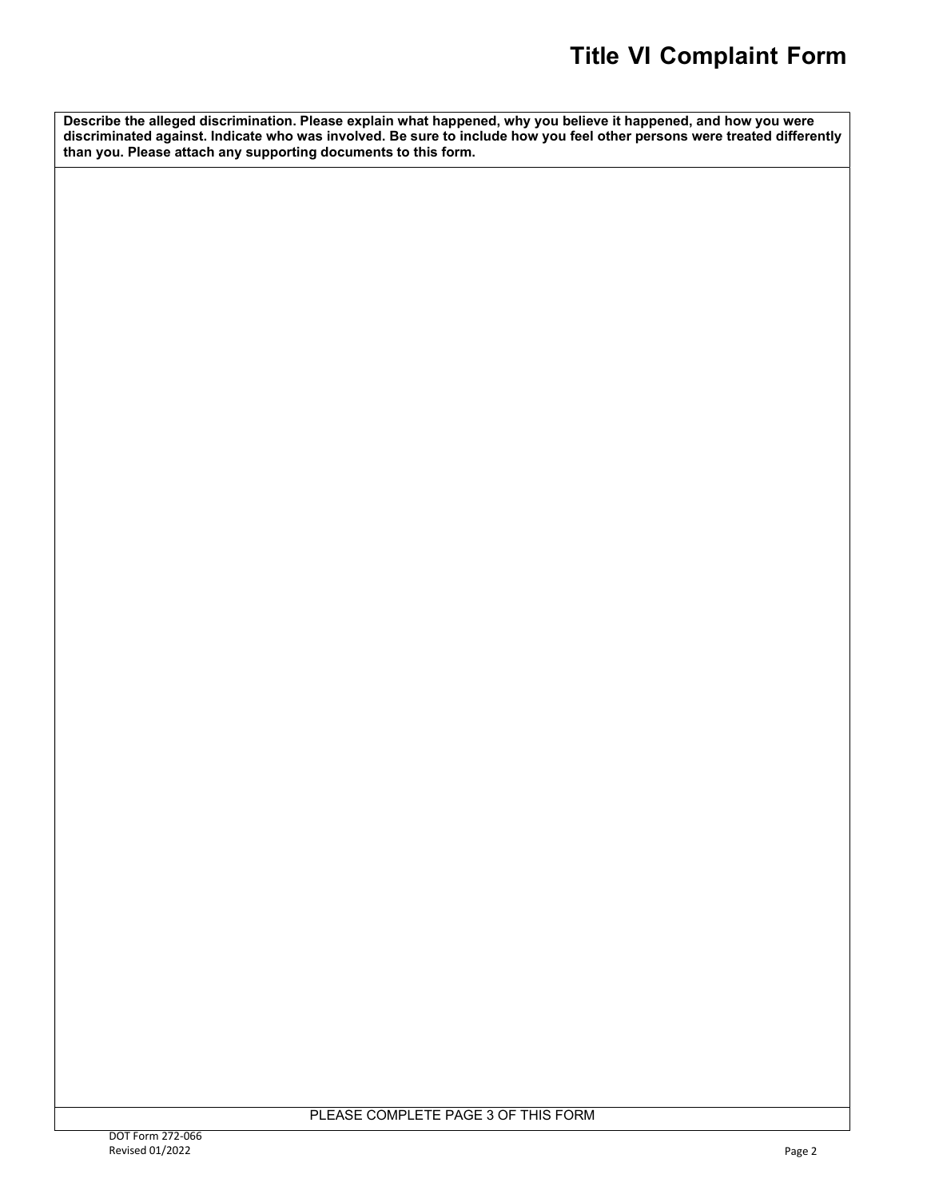# Title VI Complaint Form

**Describe the alleged discrimination. Please explain what happened, why you believe it happened, and how you were discriminated against. Indicate who was involved. Be sure to include how you feel other persons were treated differently than you. Please attach any supporting documents to this form.**

PLEASE COMPLETE PAGE 3 OF THIS FORM

DOT Form 272-066
Revised 01/2022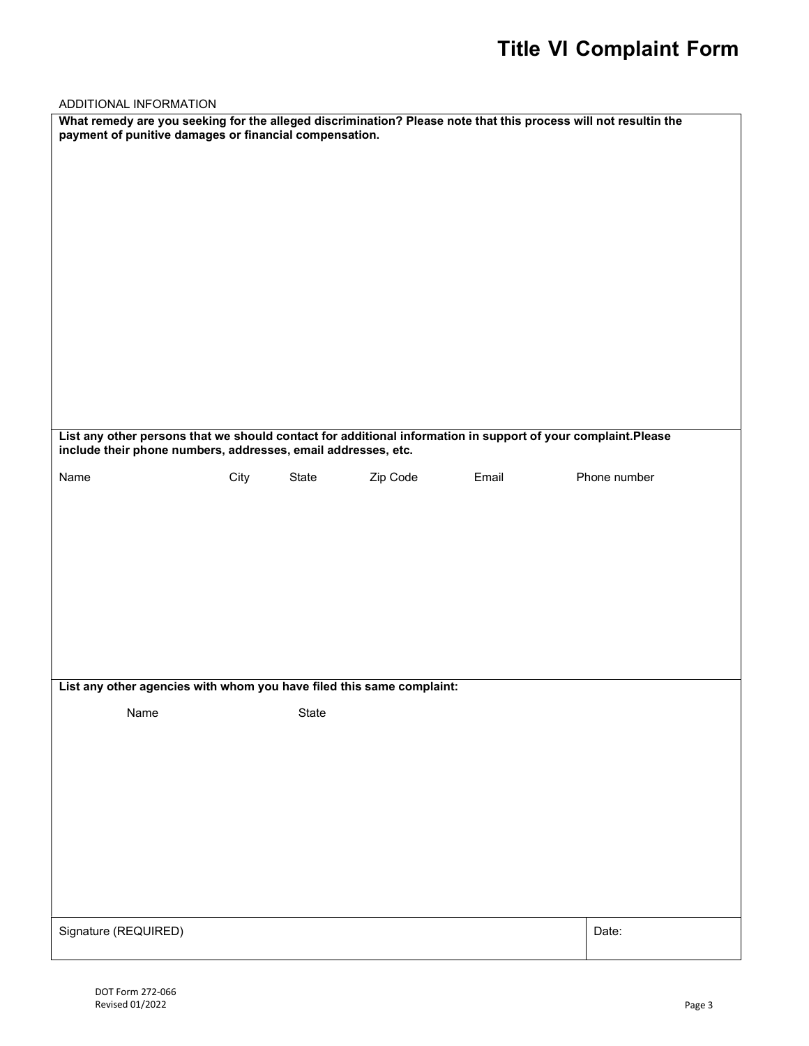# Title VI Complaint Form

ADDITIONAL INFORMATION

**What remedy are you seeking for the alleged discrimination? Please note that this process will not resultin the payment of punitive damages or financial compensation.**

**List any other persons that we should contact for additional information in support of your complaint.Please include their phone numbers, addresses, email addresses, etc.**

| Name | City | State | Zip Code | Email | Phone number |
|---|---|---|---|---|---|
| | | | | | |

**List any other agencies with whom you have filed this same complaint:**

| Name | State |
|---|---|
| | |

| Signature (REQUIRED) | Date: |
|---|---|
| | |

DOT Form 272-066
Revised 01/2022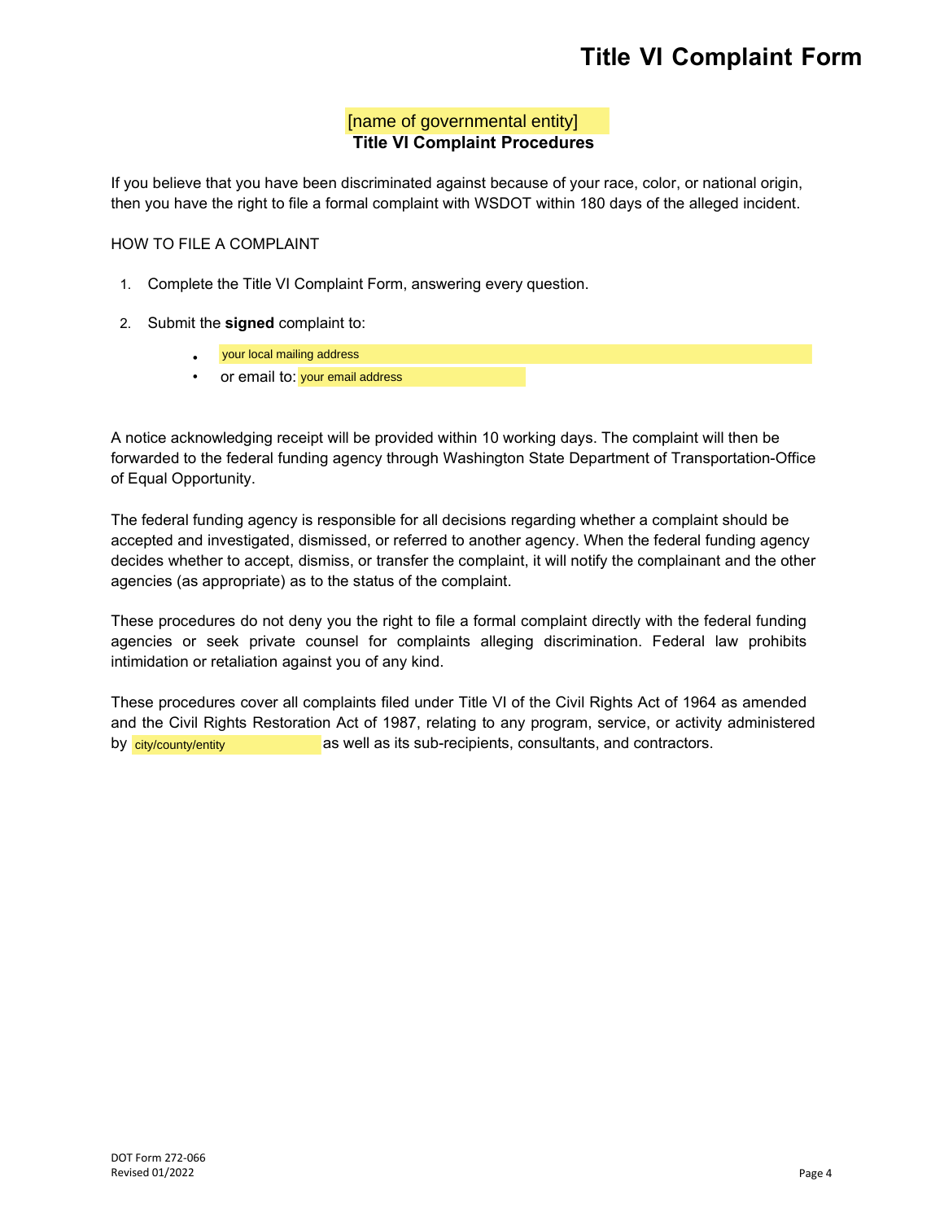# Title VI Complaint Form

[name of governmental entity]
**Title VI Complaint Procedures**

If you believe that you have been discriminated against because of your race, color, or national origin, then you have the right to file a formal complaint with WSDOT within 180 days of the alleged incident.

HOW TO FILE A COMPLAINT

1. Complete the Title VI Complaint Form, answering every question.
2. Submit the **signed** complaint to:
   - your local mailing address
   - or email to: your email address

A notice acknowledging receipt will be provided within 10 working days. The complaint will then be forwarded to the federal funding agency through Washington State Department of Transportation-Office of Equal Opportunity.

The federal funding agency is responsible for all decisions regarding whether a complaint should be accepted and investigated, dismissed, or referred to another agency. When the federal funding agency decides whether to accept, dismiss, or transfer the complaint, it will notify the complainant and the other agencies (as appropriate) as to the status of the complaint.

These procedures do not deny you the right to file a formal complaint directly with the federal funding agencies or seek private counsel for complaints alleging discrimination. Federal law prohibits intimidation or retaliation against you of any kind.

These procedures cover all complaints filed under Title VI of the Civil Rights Act of 1964 as amended and the Civil Rights Restoration Act of 1987, relating to any program, service, or activity administered by city/county/entity as well as its sub-recipients, consultants, and contractors.

DOT Form 272-066
Revised 01/2022